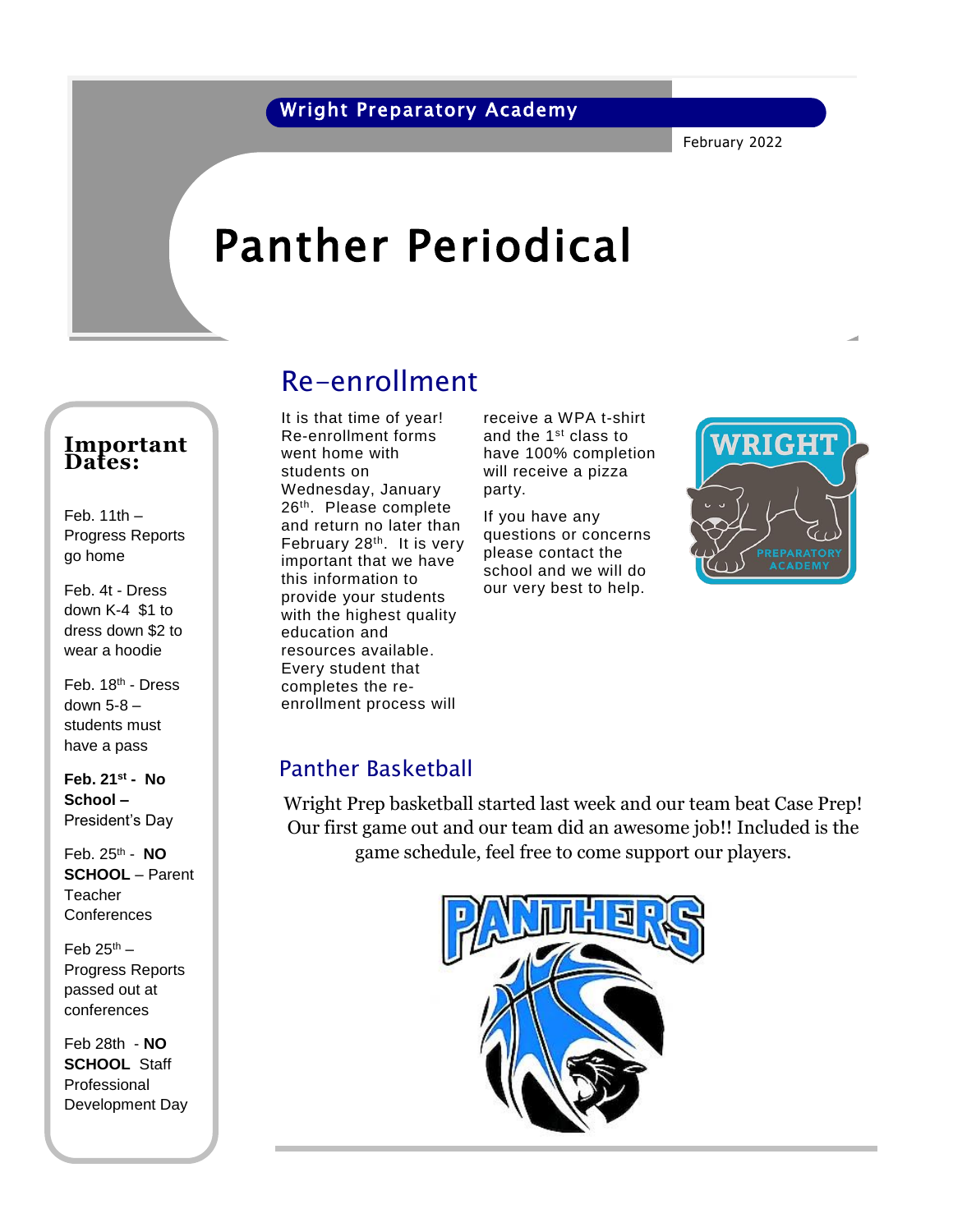Wright Preparatory Academy

February 2022

# Panther Periodical

## Re-enrollment

It is that time of year! Re-enrollment forms went home with students on Wednesday, January 26th. Please complete and return no later than February 28th. It is very important that we have this information to provide your students with the highest quality education and resources available. Every student that completes the re-enrollment process will receive a WPA t-shirt and the 1st class to have 100% completion will receive a pizza party.

If you have any questions or concerns please contact the school and we will do our very best to help.

### Important Dates:

Feb. 11th – Progress Reports go home

Feb. 4t - Dress down K-4 $1 to dress down $2 to wear a hoodie

Feb. 18th - Dress down 5-8 – students must have a pass

**Feb. 21st - No School –** President's Day

Feb. 25th - **NO SCHOOL** – Parent Teacher Conferences

Feb 25th – Progress Reports passed out at conferences

Feb 28th - **NO SCHOOL** Staff Professional Development Day

## Panther Basketball

Wright Prep basketball started last week and our team beat Case Prep! Our first game out and our team did an awesome job!! Included is the game schedule, feel free to come support our players.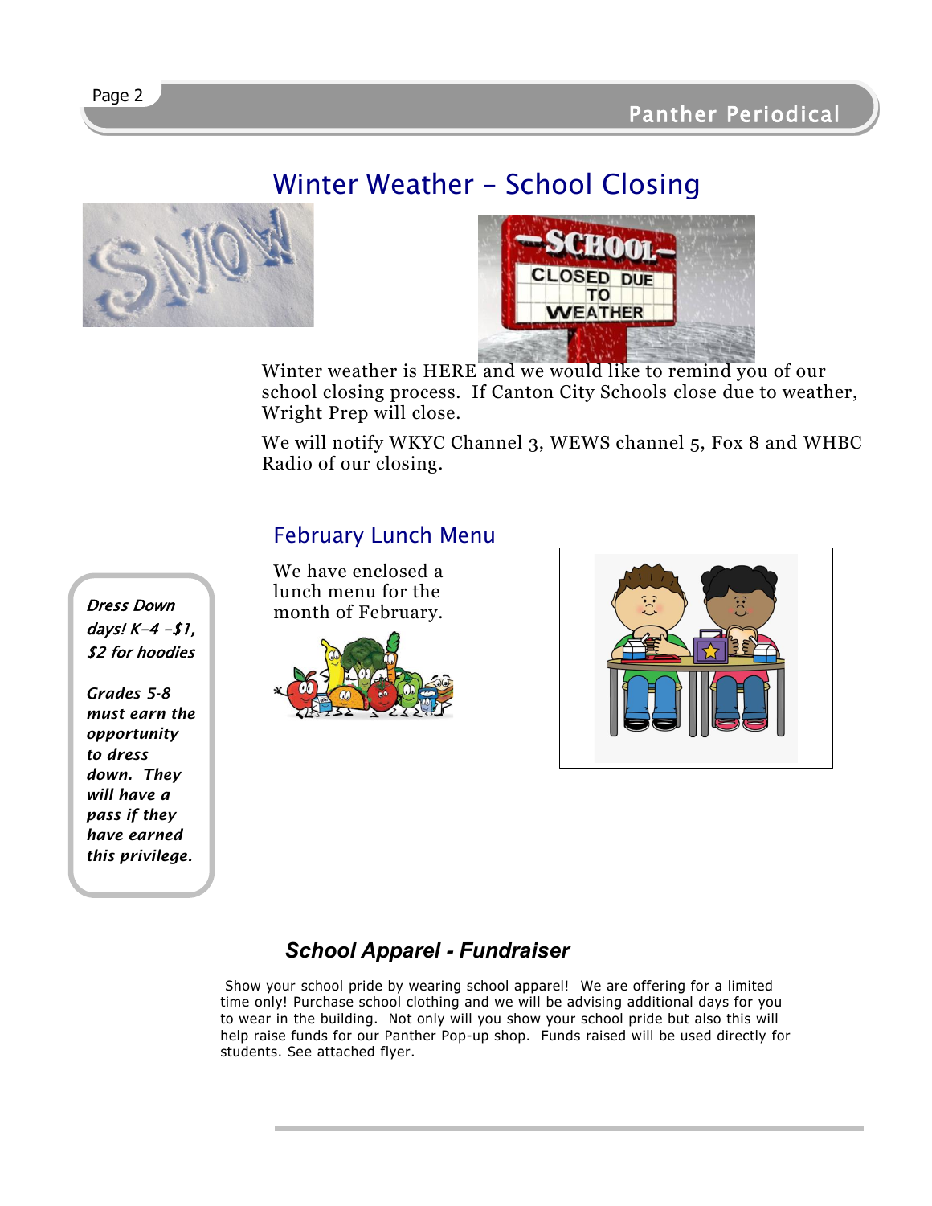## Winter Weather – School Closing

Winter weather is HERE and we would like to remind you of our school closing process. If Canton City Schools close due to weather, Wright Prep will close.

We will notify WKYC Channel 3, WEWS channel 5, Fox 8 and WHBC Radio of our closing.

## February Lunch Menu

We have enclosed a lunch menu for the month of February.

***Dress Down days! K-4 -$1, $2 for hoodies***

***Grades 5-8 must earn the opportunity to dress down. They will have a pass if they have earned this privilege.***

## ***School Apparel - Fundraiser***

Show your school pride by wearing school apparel! We are offering for a limited time only! Purchase school clothing and we will be advising additional days for you to wear in the building. Not only will you show your school pride but also this will help raise funds for our Panther Pop-up shop. Funds raised will be used directly for students. See attached flyer.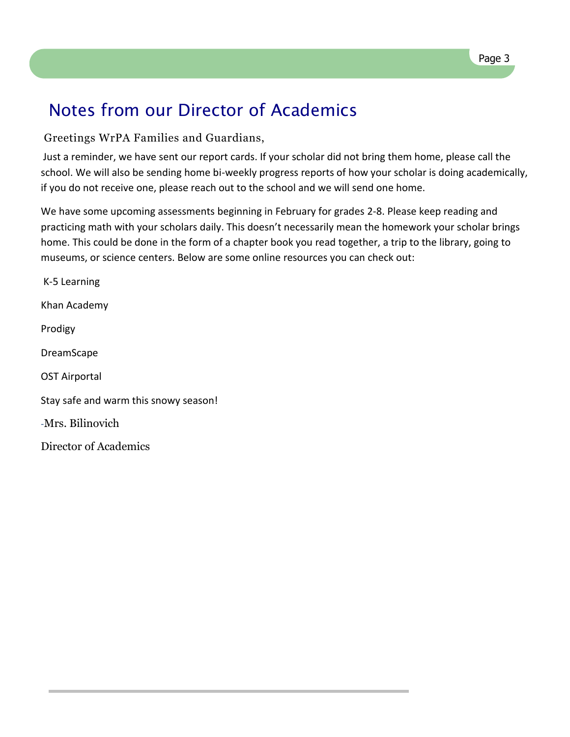# Notes from our Director of Academics

Greetings WrPA Families and Guardians,

Just a reminder, we have sent our report cards. If your scholar did not bring them home, please call the school. We will also be sending home bi-weekly progress reports of how your scholar is doing academically, if you do not receive one, please reach out to the school and we will send one home.

We have some upcoming assessments beginning in February for grades 2-8. Please keep reading and practicing math with your scholars daily. This doesn't necessarily mean the homework your scholar brings home. This could be done in the form of a chapter book you read together, a trip to the library, going to museums, or science centers. Below are some online resources you can check out:

K-5 Learning

Khan Academy

Prodigy

DreamScape

OST Airportal

Stay safe and warm this snowy season!

-Mrs. Bilinovich

Director of Academics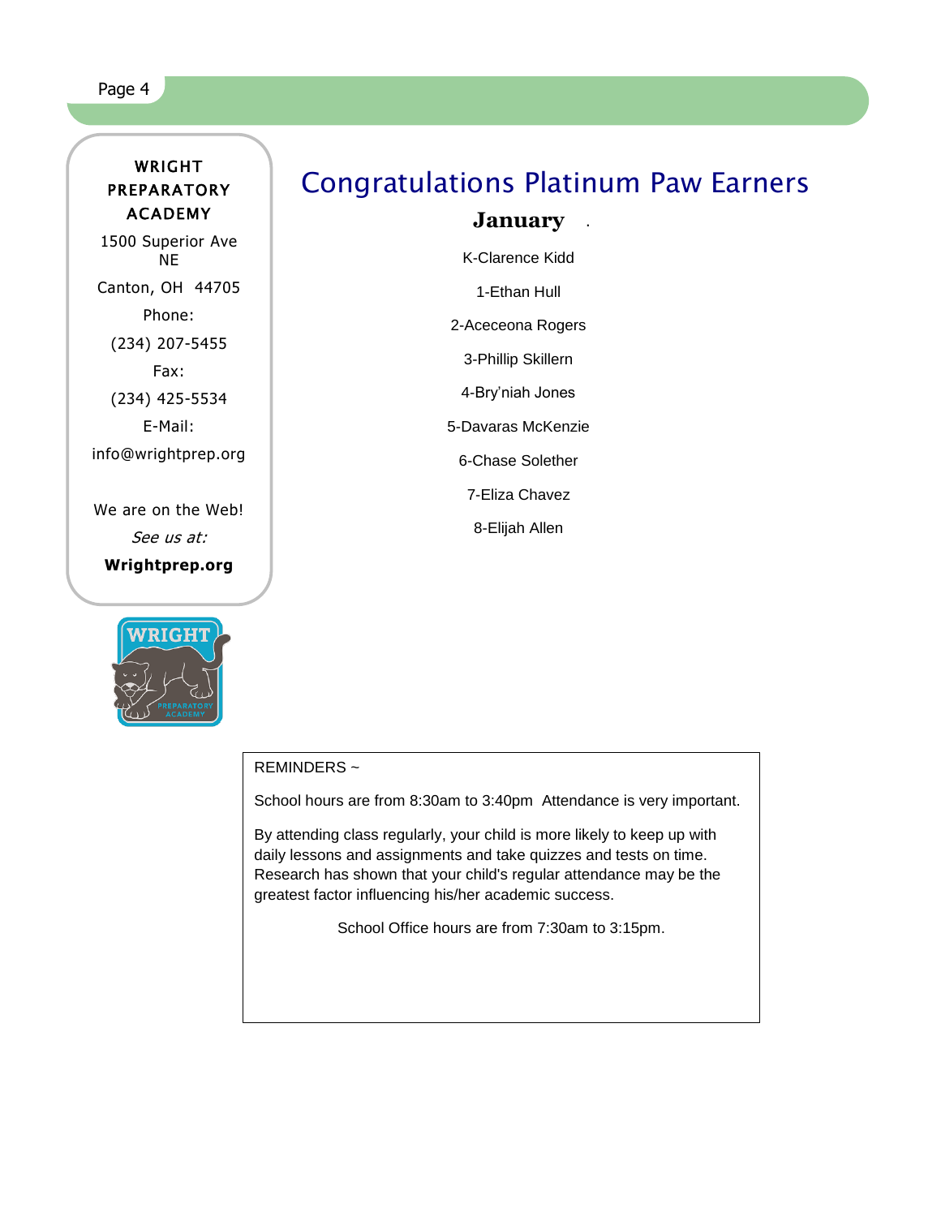**WRIGHT PREPARATORY ACADEMY**

1500 Superior Ave NE

Canton, OH 44705

Phone:

(234) 207-5455

Fax:

(234) 425-5534

E-Mail:

info@wrightprep.org

We are on the Web!

*See us at:*

**Wrightprep.org**

# Congratulations Platinum Paw Earners

## January

K-Clarence Kidd

1-Ethan Hull

2-Aceceona Rogers

3-Phillip Skillern

4-Bry'niah Jones

5-Davaras McKenzie

6-Chase Solether

7-Eliza Chavez

8-Elijah Allen

REMINDERS ~

School hours are from 8:30am to 3:40pm Attendance is very important.

By attending class regularly, your child is more likely to keep up with daily lessons and assignments and take quizzes and tests on time. Research has shown that your child's regular attendance may be the greatest factor influencing his/her academic success.

School Office hours are from 7:30am to 3:15pm.